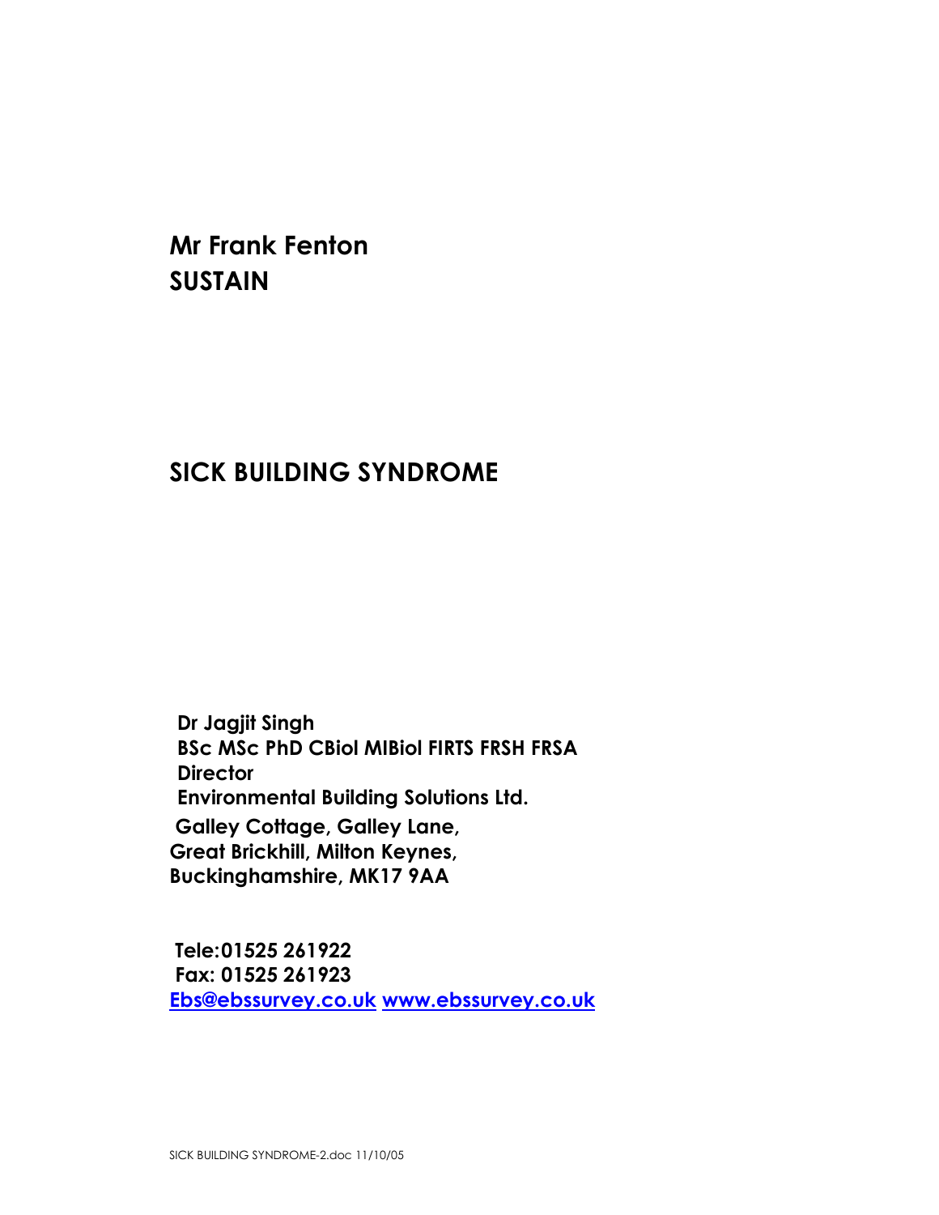**Mr Frank Fenton**
**SUSTAIN**

# SICK BUILDING SYNDROME

**Dr Jagjit Singh**
**BSc MSc PhD CBiol MIBiol FIRTS FRSH FRSA**
**Director**
**Environmental Building Solutions Ltd.**
**Galley Cottage, Galley Lane,**
**Great Brickhill, Milton Keynes,**
**Buckinghamshire, MK17 9AA**

**Tele:01525 261922**
**Fax: 01525 261923**
**[Ebs@ebssurvey.co.uk](mailto:Ebs@ebssurvey.co.uk) [www.ebssurvey.co.uk](http://www.ebssurvey.co.uk)**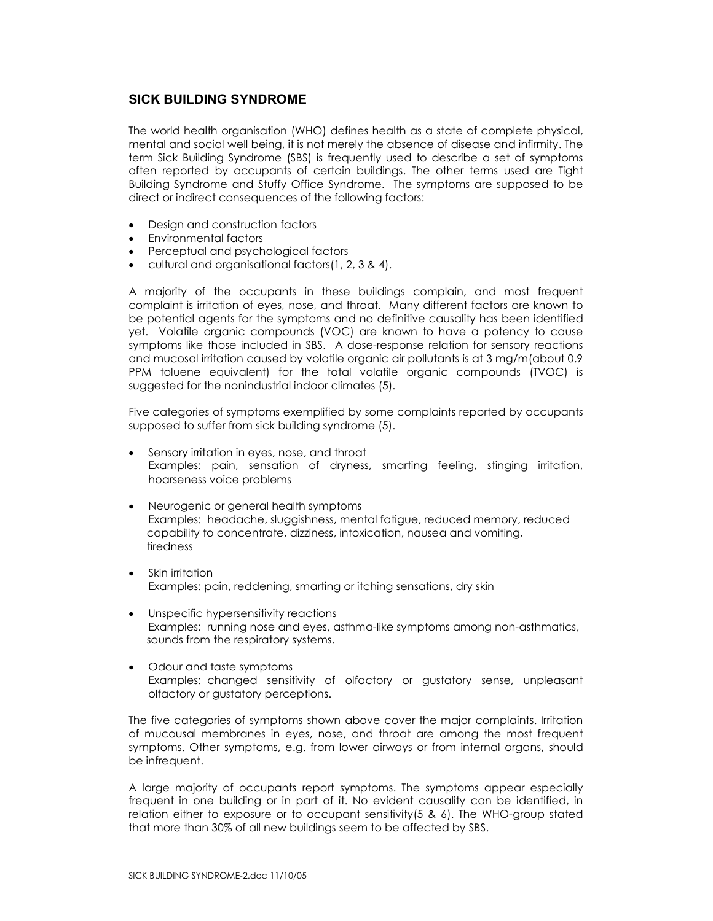## SICK BUILDING SYNDROME

The world health organisation (WHO) defines health as a state of complete physical, mental and social well being, it is not merely the absence of disease and infirmity. The term Sick Building Syndrome (SBS) is frequently used to describe a set of symptoms often reported by occupants of certain buildings. The other terms used are Tight Building Syndrome and Stuffy Office Syndrome. The symptoms are supposed to be direct or indirect consequences of the following factors:

- Design and construction factors
- Environmental factors
- Perceptual and psychological factors
- cultural and organisational factors(1, 2, 3 & 4).

A majority of the occupants in these buildings complain, and most frequent complaint is irritation of eyes, nose, and throat. Many different factors are known to be potential agents for the symptoms and no definitive causality has been identified yet. Volatile organic compounds (VOC) are known to have a potency to cause symptoms like those included in SBS. A dose-response relation for sensory reactions and mucosal irritation caused by volatile organic air pollutants is at 3 mg/m(about 0.9 PPM toluene equivalent) for the total volatile organic compounds (TVOC) is suggested for the nonindustrial indoor climates (5).

Five categories of symptoms exemplified by some complaints reported by occupants supposed to suffer from sick building syndrome (5).

- Sensory irritation in eyes, nose, and throat
  Examples: pain, sensation of dryness, smarting feeling, stinging irritation, hoarseness voice problems
- Neurogenic or general health symptoms
  Examples: headache, sluggishness, mental fatigue, reduced memory, reduced capability to concentrate, dizziness, intoxication, nausea and vomiting, tiredness
- Skin irritation
  Examples: pain, reddening, smarting or itching sensations, dry skin
- Unspecific hypersensitivity reactions
  Examples: running nose and eyes, asthma-like symptoms among non-asthmatics, sounds from the respiratory systems.
- Odour and taste symptoms
  Examples: changed sensitivity of olfactory or gustatory sense, unpleasant olfactory or gustatory perceptions.

The five categories of symptoms shown above cover the major complaints. Irritation of mucousal membranes in eyes, nose, and throat are among the most frequent symptoms. Other symptoms, e.g. from lower airways or from internal organs, should be infrequent.

A large majority of occupants report symptoms. The symptoms appear especially frequent in one building or in part of it. No evident causality can be identified, in relation either to exposure or to occupant sensitivity(5 & 6). The WHO-group stated that more than 30% of all new buildings seem to be affected by SBS.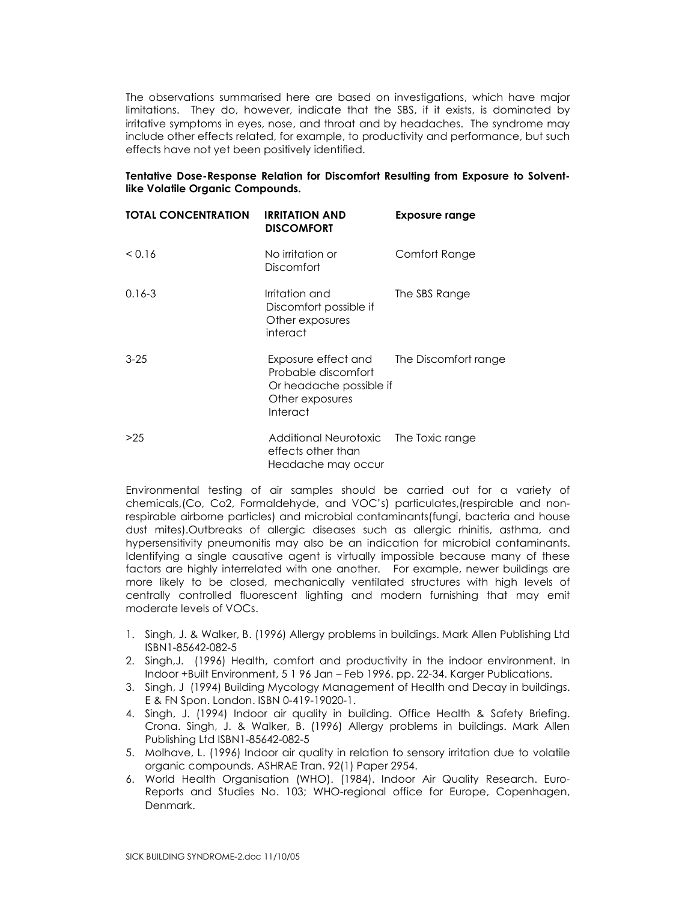The observations summarised here are based on investigations, which have major limitations. They do, however, indicate that the SBS, if it exists, is dominated by irritative symptoms in eyes, nose, and throat and by headaches. The syndrome may include other effects related, for example, to productivity and performance, but such effects have not yet been positively identified.

**Tentative Dose-Response Relation for Discomfort Resulting from Exposure to Solvent-like Volatile Organic Compounds.**

| **TOTAL CONCENTRATION** | **IRRITATION AND DISCOMFORT** | **Exposure range** |
|---|---|---|
| < 0.16 | No irritation or Discomfort | Comfort Range |
| 0.16-3 | Irritation and Discomfort possible if Other exposures interact | The SBS Range |
| 3-25 | Exposure effect and Probable discomfort Or headache possible if Other exposures Interact | The Discomfort range |
| >25 | Additional Neurotoxic effects other than Headache may occur | The Toxic range |

Environmental testing of air samples should be carried out for a variety of chemicals,(Co, Co2, Formaldehyde, and VOC's) particulates,(respirable and non-respirable airborne particles) and microbial contaminants(fungi, bacteria and house dust mites).Outbreaks of allergic diseases such as allergic rhinitis, asthma, and hypersensitivity pneumonitis may also be an indication for microbial contaminants. Identifying a single causative agent is virtually impossible because many of these factors are highly interrelated with one another. For example, newer buildings are more likely to be closed, mechanically ventilated structures with high levels of centrally controlled fluorescent lighting and modern furnishing that may emit moderate levels of VOCs.

1. Singh, J. & Walker, B. (1996) Allergy problems in buildings. Mark Allen Publishing Ltd ISBN1-85642-082-5
2. Singh,J. (1996) Health, comfort and productivity in the indoor environment. In Indoor +Built Environment, 5 1 96 Jan – Feb 1996. pp. 22-34. Karger Publications.
3. Singh, J (1994) Building Mycology Management of Health and Decay in buildings. E & FN Spon. London. ISBN 0-419-19020-1.
4. Singh, J. (1994) Indoor air quality in building. Office Health & Safety Briefing. Crona. Singh, J. & Walker, B. (1996) Allergy problems in buildings. Mark Allen Publishing Ltd ISBN1-85642-082-5
5. Molhave, L. (1996) Indoor air quality in relation to sensory irritation due to volatile organic compounds. ASHRAE Tran. 92(1) Paper 2954.
6. World Health Organisation (WHO). (1984). Indoor Air Quality Research. Euro-Reports and Studies No. 103; WHO-regional office for Europe, Copenhagen, Denmark.